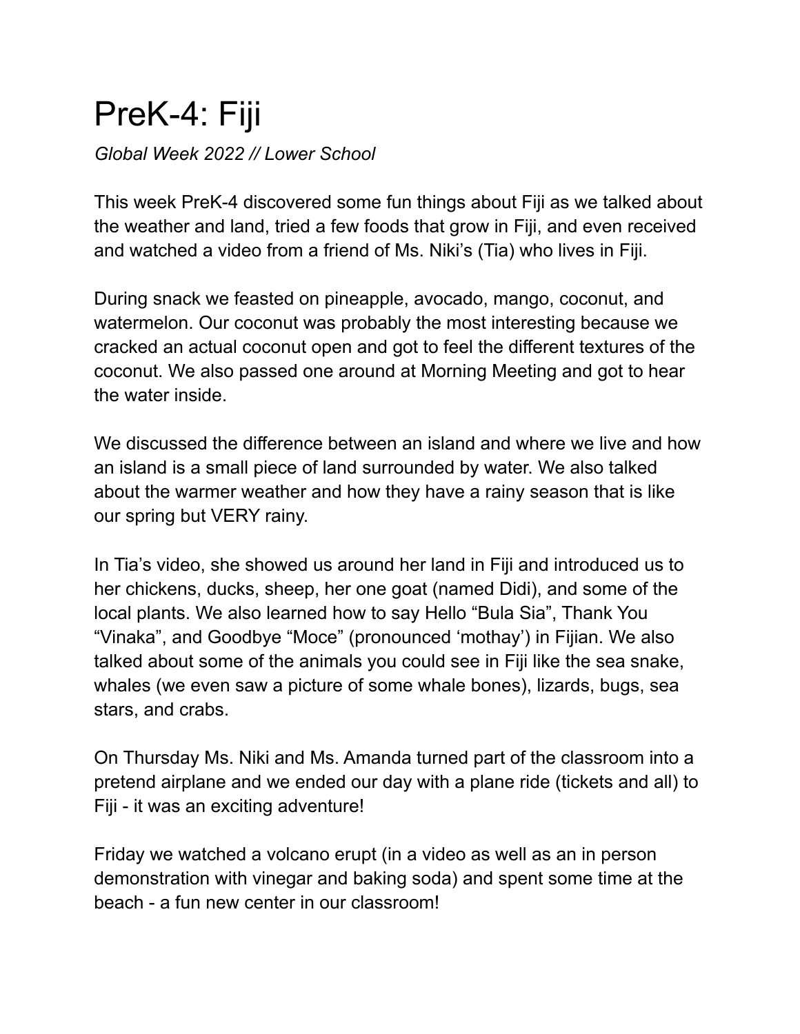# PreK-4: Fiji

*Global Week 2022 // Lower School*

This week PreK-4 discovered some fun things about Fiji as we talked about the weather and land, tried a few foods that grow in Fiji, and even received and watched a video from a friend of Ms. Niki's (Tia) who lives in Fiji.

During snack we feasted on pineapple, avocado, mango, coconut, and watermelon. Our coconut was probably the most interesting because we cracked an actual coconut open and got to feel the different textures of the coconut. We also passed one around at Morning Meeting and got to hear the water inside.

We discussed the difference between an island and where we live and how an island is a small piece of land surrounded by water. We also talked about the warmer weather and how they have a rainy season that is like our spring but VERY rainy.

In Tia's video, she showed us around her land in Fiji and introduced us to her chickens, ducks, sheep, her one goat (named Didi), and some of the local plants. We also learned how to say Hello "Bula Sia", Thank You "Vinaka", and Goodbye "Moce" (pronounced 'mothay') in Fijian. We also talked about some of the animals you could see in Fiji like the sea snake, whales (we even saw a picture of some whale bones), lizards, bugs, sea stars, and crabs.

On Thursday Ms. Niki and Ms. Amanda turned part of the classroom into a pretend airplane and we ended our day with a plane ride (tickets and all) to Fiji - it was an exciting adventure!

Friday we watched a volcano erupt (in a video as well as an in person demonstration with vinegar and baking soda) and spent some time at the beach - a fun new center in our classroom!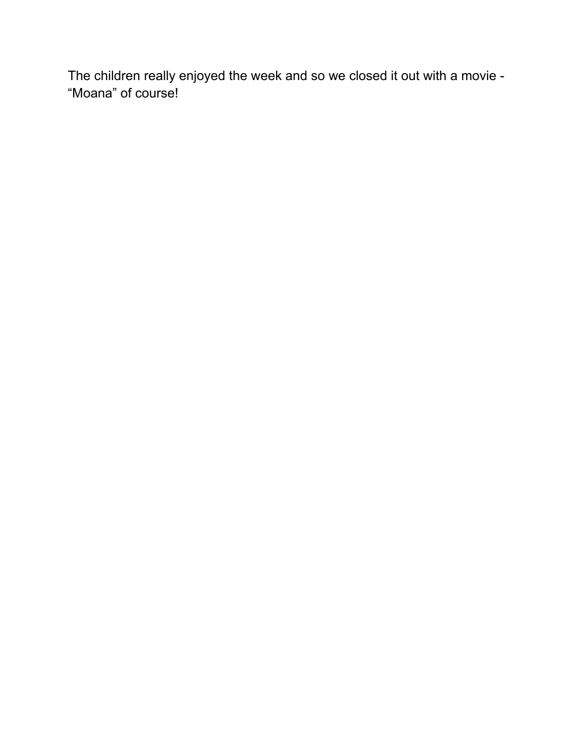The children really enjoyed the week and so we closed it out with a movie - “Moana” of course!